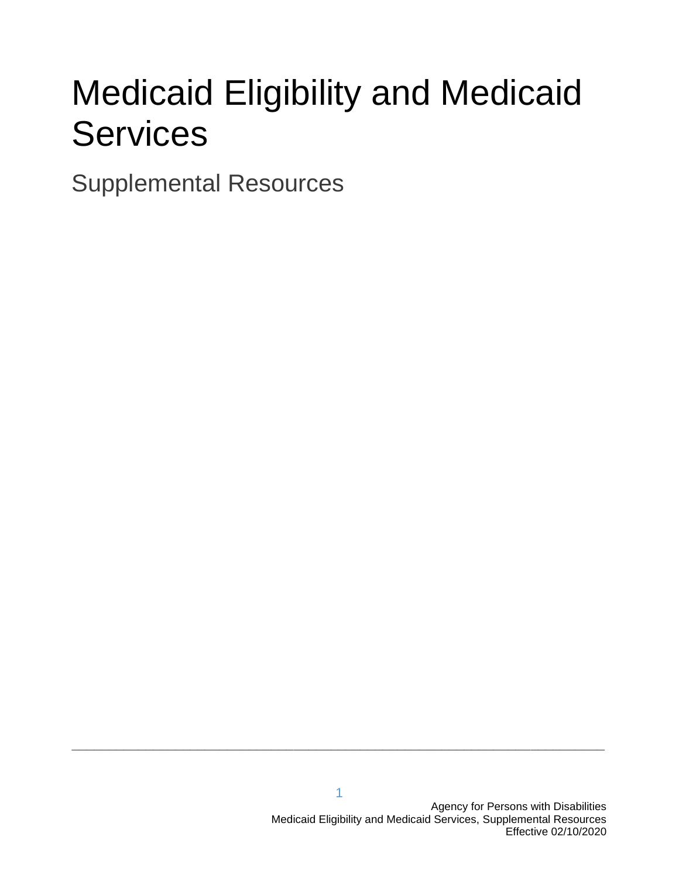# Medicaid Eligibility and Medicaid Services

Supplemental Resources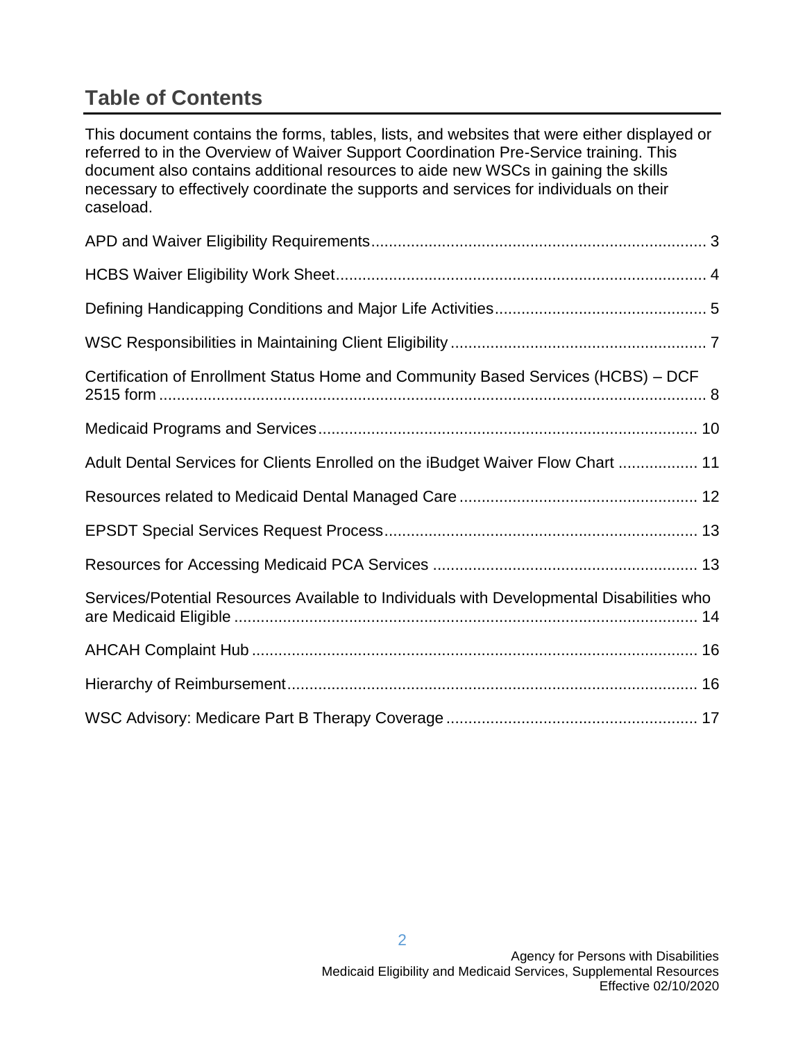# Table of Contents

This document contains the forms, tables, lists, and websites that were either displayed or referred to in the Overview of Waiver Support Coordination Pre-Service training. This document also contains additional resources to aide new WSCs in gaining the skills necessary to effectively coordinate the supports and services for individuals on their caseload.

APD and Waiver Eligibility Requirements ........................................................................... 3

HCBS Waiver Eligibility Work Sheet .................................................................................... 4

Defining Handicapping Conditions and Major Life Activities ............................................... 5

WSC Responsibilities in Maintaining Client Eligibility ......................................................... 7

Certification of Enrollment Status Home and Community Based Services (HCBS) – DCF 2515 form ............................................................................................................................ 8

Medicaid Programs and Services ...................................................................................... 10

Adult Dental Services for Clients Enrolled on the iBudget Waiver Flow Chart .................. 11

Resources related to Medicaid Dental Managed Care ...................................................... 12

EPSDT Special Services Request Process ....................................................................... 13

Resources for Accessing Medicaid PCA Services ............................................................ 13

Services/Potential Resources Available to Individuals with Developmental Disabilities who are Medicaid Eligible ......................................................................................................... 14

AHCAH Complaint Hub ..................................................................................................... 16

Hierarchy of Reimbursement ............................................................................................. 16

WSC Advisory: Medicare Part B Therapy Coverage ......................................................... 17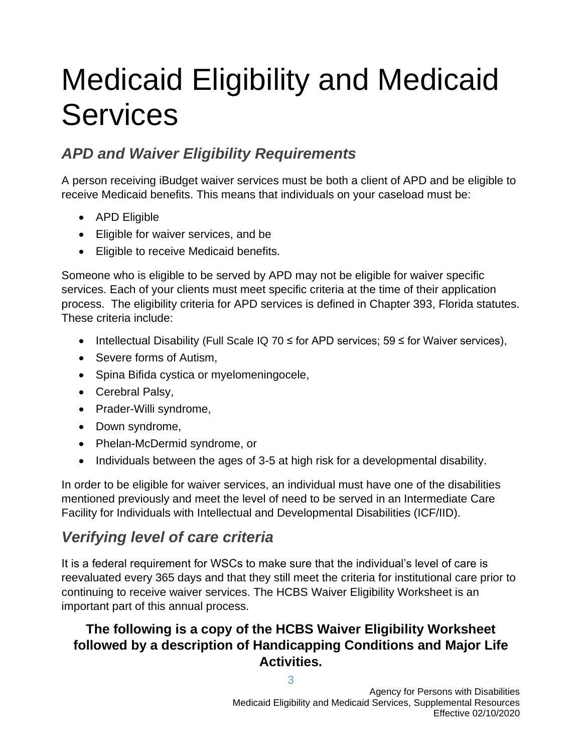# Medicaid Eligibility and Medicaid Services

## *APD and Waiver Eligibility Requirements*

A person receiving iBudget waiver services must be both a client of APD and be eligible to receive Medicaid benefits. This means that individuals on your caseload must be:

- APD Eligible
- Eligible for waiver services, and be
- Eligible to receive Medicaid benefits.

Someone who is eligible to be served by APD may not be eligible for waiver specific services. Each of your clients must meet specific criteria at the time of their application process. The eligibility criteria for APD services is defined in Chapter 393, Florida statutes. These criteria include:

- Intellectual Disability (Full Scale IQ 70 ≤ for APD services; 59 ≤ for Waiver services),
- Severe forms of Autism,
- Spina Bifida cystica or myelomeningocele,
- Cerebral Palsy,
- Prader-Willi syndrome,
- Down syndrome,
- Phelan-McDermid syndrome, or
- Individuals between the ages of 3-5 at high risk for a developmental disability.

In order to be eligible for waiver services, an individual must have one of the disabilities mentioned previously and meet the level of need to be served in an Intermediate Care Facility for Individuals with Intellectual and Developmental Disabilities (ICF/IID).

## *Verifying level of care criteria*

It is a federal requirement for WSCs to make sure that the individual's level of care is reevaluated every 365 days and that they still meet the criteria for institutional care prior to continuing to receive waiver services. The HCBS Waiver Eligibility Worksheet is an important part of this annual process.

**The following is a copy of the HCBS Waiver Eligibility Worksheet followed by a description of Handicapping Conditions and Major Life Activities.**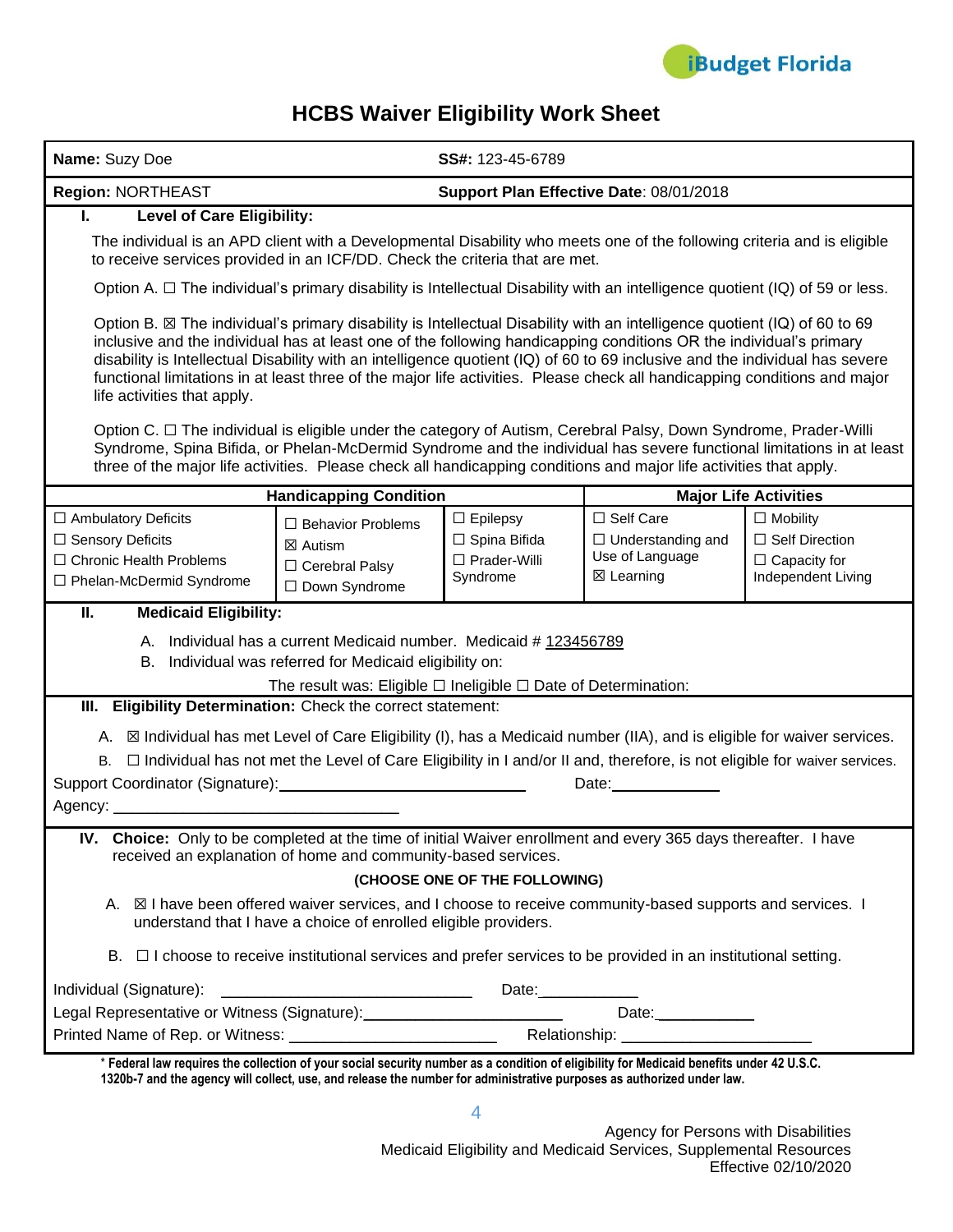# HCBS Waiver Eligibility Work Sheet

**Name:** Suzy Doe **SS#:** 123-45-6789

**Region:** NORTHEAST **Support Plan Effective Date**: 08/01/2018

## I. Level of Care Eligibility:

The individual is an APD client with a Developmental Disability who meets one of the following criteria and is eligible to receive services provided in an ICF/DD. Check the criteria that are met.

Option A. ☐ The individual's primary disability is Intellectual Disability with an intelligence quotient (IQ) of 59 or less.

Option B. ☒ The individual's primary disability is Intellectual Disability with an intelligence quotient (IQ) of 60 to 69 inclusive and the individual has at least one of the following handicapping conditions OR the individual's primary disability is Intellectual Disability with an intelligence quotient (IQ) of 60 to 69 inclusive and the individual has severe functional limitations in at least three of the major life activities. Please check all handicapping conditions and major life activities that apply.

Option C. ☐ The individual is eligible under the category of Autism, Cerebral Palsy, Down Syndrome, Prader-Willi Syndrome, Spina Bifida, or Phelan-McDermid Syndrome and the individual has severe functional limitations in at least three of the major life activities. Please check all handicapping conditions and major life activities that apply.

| Handicapping Condition | | | Major Life Activities | |
|---|---|---|---|---|
| ☐ Ambulatory Deficits<br>☐ Sensory Deficits<br>☐ Chronic Health Problems<br>☐ Phelan-McDermid Syndrome | ☐ Behavior Problems<br>☒ Autism<br>☐ Cerebral Palsy<br>☐ Down Syndrome | ☐ Epilepsy<br>☐ Spina Bifida<br>☐ Prader-Willi Syndrome | ☐ Self Care<br>☐ Understanding and Use of Language<br>☒ Learning | ☐ Mobility<br>☐ Self Direction<br>☐ Capacity for Independent Living |

## II. Medicaid Eligibility:

A. Individual has a current Medicaid number. Medicaid # 123456789

B. Individual was referred for Medicaid eligibility on:

The result was: Eligible ☐ Ineligible ☐ Date of Determination:

## III. Eligibility Determination: Check the correct statement:

A. ☒ Individual has met Level of Care Eligibility (I), has a Medicaid number (IIA), and is eligible for waiver services.

B. ☐ Individual has not met the Level of Care Eligibility in I and/or II and, therefore, is not eligible for waiver services.

Support Coordinator (Signature):______________________________ Date:_____________

Agency: _________________________________

## IV. Choice: Only to be completed at the time of initial Waiver enrollment and every 365 days thereafter. I have received an explanation of home and community-based services.

**(CHOOSE ONE OF THE FOLLOWING)**

A. ☒ I have been offered waiver services, and I choose to receive community-based supports and services. I understand that I have a choice of enrolled eligible providers.

B. ☐ I choose to receive institutional services and prefer services to be provided in an institutional setting.

Individual (Signature): _____________________________ Date:____________

Legal Representative or Witness (Signature):_______________________ Date:___________

Printed Name of Rep. or Witness: ________________________ Relationship: _____________________

**\* Federal law requires the collection of your social security number as a condition of eligibility for Medicaid benefits under 42 U.S.C. 1320b-7 and the agency will collect, use, and release the number for administrative purposes as authorized under law.**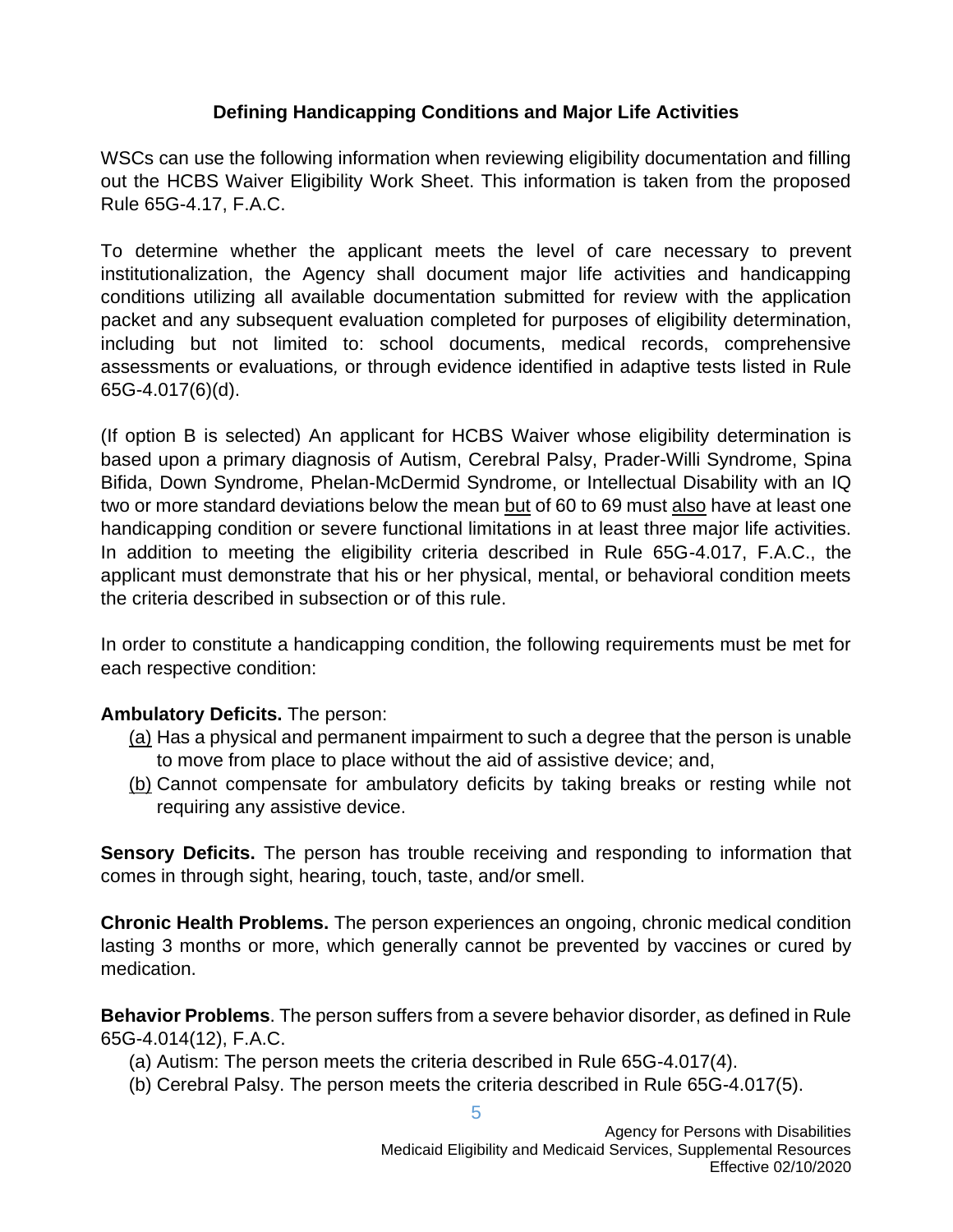### Defining Handicapping Conditions and Major Life Activities

WSCs can use the following information when reviewing eligibility documentation and filling out the HCBS Waiver Eligibility Work Sheet. This information is taken from the proposed Rule 65G-4.17, F.A.C.

To determine whether the applicant meets the level of care necessary to prevent institutionalization, the Agency shall document major life activities and handicapping conditions utilizing all available documentation submitted for review with the application packet and any subsequent evaluation completed for purposes of eligibility determination, including but not limited to: school documents, medical records, comprehensive assessments or evaluations*,* or through evidence identified in adaptive tests listed in Rule 65G-4.017(6)(d).

(If option B is selected) An applicant for HCBS Waiver whose eligibility determination is based upon a primary diagnosis of Autism, Cerebral Palsy, Prader-Willi Syndrome, Spina Bifida, Down Syndrome, Phelan-McDermid Syndrome, or Intellectual Disability with an IQ two or more standard deviations below the mean <u>but</u> of 60 to 69 must <u>also</u> have at least one handicapping condition or severe functional limitations in at least three major life activities. In addition to meeting the eligibility criteria described in Rule 65G-4.017, F.A.C., the applicant must demonstrate that his or her physical, mental, or behavioral condition meets the criteria described in subsection or of this rule.

In order to constitute a handicapping condition, the following requirements must be met for each respective condition:

**Ambulatory Deficits.** The person:

- <u>(a)</u> Has a physical and permanent impairment to such a degree that the person is unable to move from place to place without the aid of assistive device; and,
- <u>(b)</u> Cannot compensate for ambulatory deficits by taking breaks or resting while not requiring any assistive device.

**Sensory Deficits.** The person has trouble receiving and responding to information that comes in through sight, hearing, touch, taste, and/or smell.

**Chronic Health Problems.** The person experiences an ongoing, chronic medical condition lasting 3 months or more, which generally cannot be prevented by vaccines or cured by medication.

**Behavior Problems**. The person suffers from a severe behavior disorder, as defined in Rule 65G-4.014(12), F.A.C.

- (a) Autism: The person meets the criteria described in Rule 65G-4.017(4).
- (b) Cerebral Palsy. The person meets the criteria described in Rule 65G-4.017(5).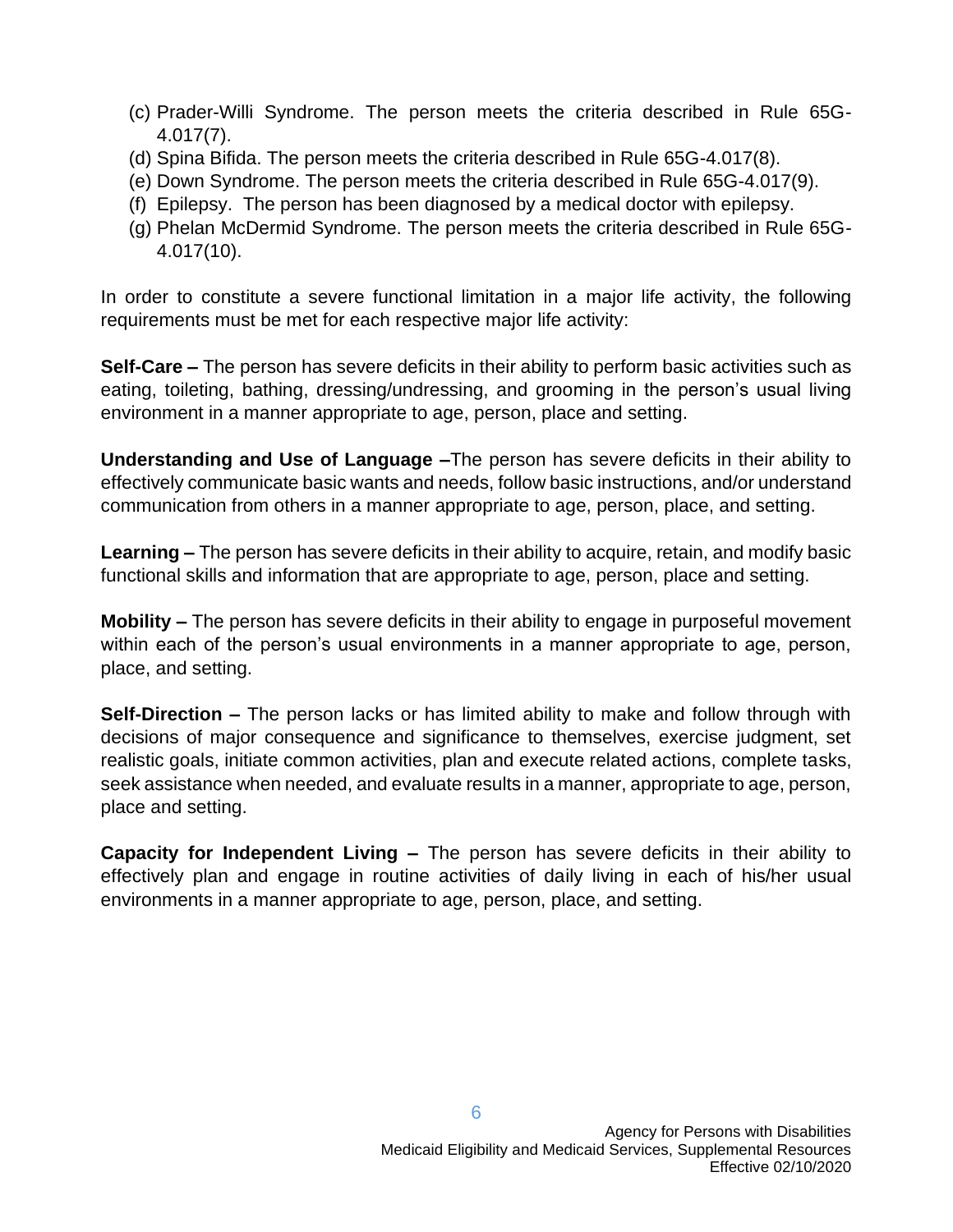(c) Prader-Willi Syndrome. The person meets the criteria described in Rule 65G-4.017(7).
(d) Spina Bifida. The person meets the criteria described in Rule 65G-4.017(8).
(e) Down Syndrome. The person meets the criteria described in Rule 65G-4.017(9).
(f) Epilepsy. The person has been diagnosed by a medical doctor with epilepsy.
(g) Phelan McDermid Syndrome. The person meets the criteria described in Rule 65G-4.017(10).

In order to constitute a severe functional limitation in a major life activity, the following requirements must be met for each respective major life activity:

**Self-Care –** The person has severe deficits in their ability to perform basic activities such as eating, toileting, bathing, dressing/undressing, and grooming in the person's usual living environment in a manner appropriate to age, person, place and setting.

**Understanding and Use of Language –**The person has severe deficits in their ability to effectively communicate basic wants and needs, follow basic instructions, and/or understand communication from others in a manner appropriate to age, person, place, and setting.

**Learning –** The person has severe deficits in their ability to acquire, retain, and modify basic functional skills and information that are appropriate to age, person, place and setting.

**Mobility –** The person has severe deficits in their ability to engage in purposeful movement within each of the person's usual environments in a manner appropriate to age, person, place, and setting.

**Self-Direction –** The person lacks or has limited ability to make and follow through with decisions of major consequence and significance to themselves, exercise judgment, set realistic goals, initiate common activities, plan and execute related actions, complete tasks, seek assistance when needed, and evaluate results in a manner, appropriate to age, person, place and setting.

**Capacity for Independent Living –** The person has severe deficits in their ability to effectively plan and engage in routine activities of daily living in each of his/her usual environments in a manner appropriate to age, person, place, and setting.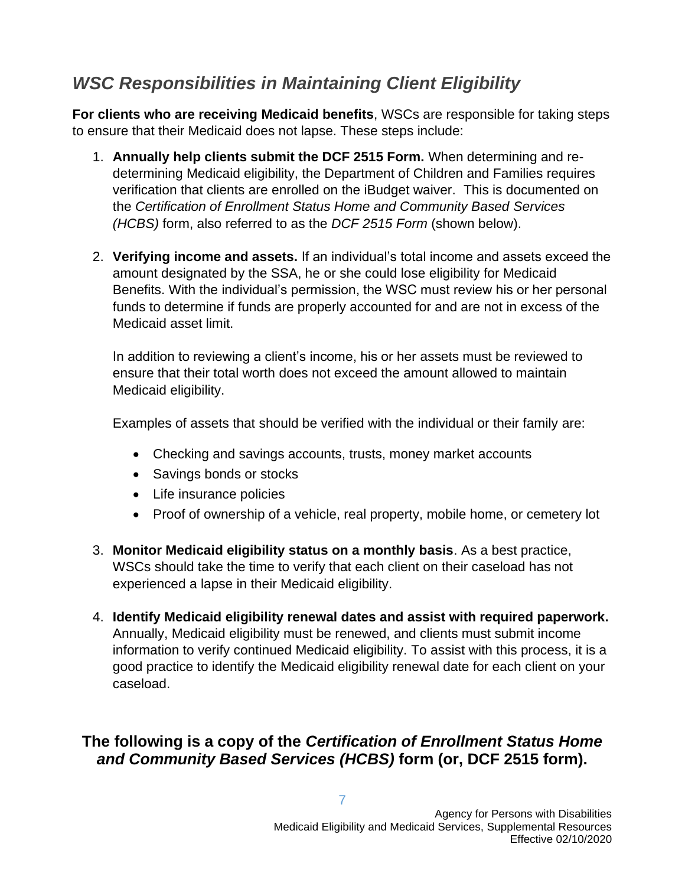## *WSC Responsibilities in Maintaining Client Eligibility*

**For clients who are receiving Medicaid benefits**, WSCs are responsible for taking steps to ensure that their Medicaid does not lapse. These steps include:

1. **Annually help clients submit the DCF 2515 Form.** When determining and re-determining Medicaid eligibility, the Department of Children and Families requires verification that clients are enrolled on the iBudget waiver. This is documented on the *Certification of Enrollment Status Home and Community Based Services (HCBS)* form, also referred to as the *DCF 2515 Form* (shown below).

2. **Verifying income and assets.** If an individual's total income and assets exceed the amount designated by the SSA, he or she could lose eligibility for Medicaid Benefits. With the individual's permission, the WSC must review his or her personal funds to determine if funds are properly accounted for and are not in excess of the Medicaid asset limit.

   In addition to reviewing a client's income, his or her assets must be reviewed to ensure that their total worth does not exceed the amount allowed to maintain Medicaid eligibility.

   Examples of assets that should be verified with the individual or their family are:

   - Checking and savings accounts, trusts, money market accounts
   - Savings bonds or stocks
   - Life insurance policies
   - Proof of ownership of a vehicle, real property, mobile home, or cemetery lot

3. **Monitor Medicaid eligibility status on a monthly basis**. As a best practice, WSCs should take the time to verify that each client on their caseload has not experienced a lapse in their Medicaid eligibility.

4. **Identify Medicaid eligibility renewal dates and assist with required paperwork.** Annually, Medicaid eligibility must be renewed, and clients must submit income information to verify continued Medicaid eligibility. To assist with this process, it is a good practice to identify the Medicaid eligibility renewal date for each client on your caseload.

### The following is a copy of the *Certification of Enrollment Status Home and Community Based Services (HCBS)* form (or, DCF 2515 form).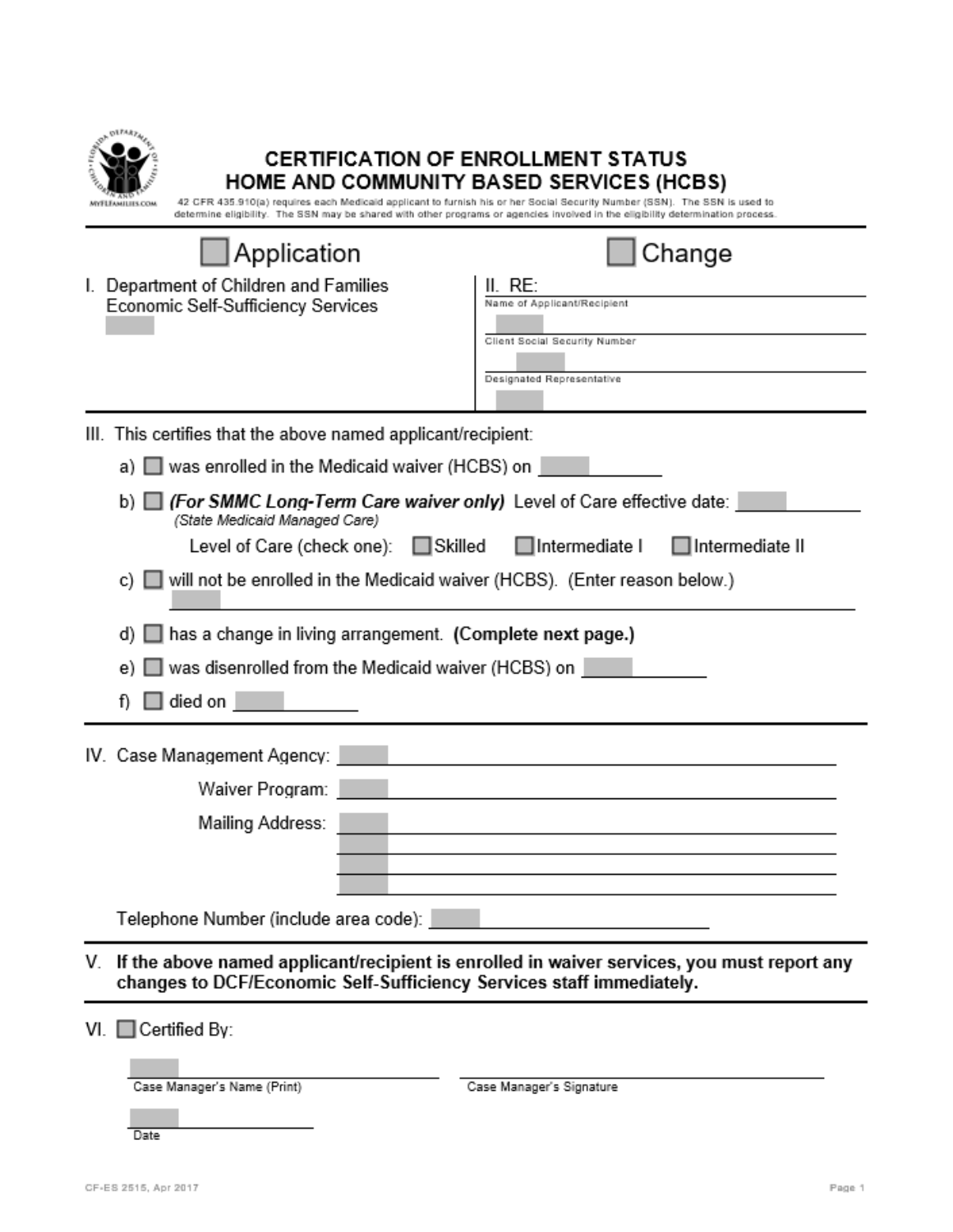# CERTIFICATION OF ENROLLMENT STATUS
# HOME AND COMMUNITY BASED SERVICES (HCBS)

42 CFR 435.910(a) requires each Medicaid applicant to furnish his or her Social Security Number (SSN). The SSN is used to determine eligibility. The SSN may be shared with other programs or agencies involved in the eligibility determination process.

☐ Application ☐ Change

I. Department of Children and Families
Economic Self-Sufficiency Services

II. RE:

Name of Applicant/Recipient: ____________________

Client Social Security Number: ____________________

Designated Representative: ____________________

III. This certifies that the above named applicant/recipient:

a) ☐ was enrolled in the Medicaid waiver (HCBS) on ____________

b) ☐ ***(For SMMC Long-Term Care waiver only)*** Level of Care effective date: ____________
*(State Medicaid Managed Care)*

Level of Care (check one): ☐ Skilled ☐ Intermediate I ☐ Intermediate II

c) ☐ will not be enrolled in the Medicaid waiver (HCBS). (Enter reason below.)

____________________________________________

d) ☐ has a change in living arrangement. **(Complete next page.)**

e) ☐ was disenrolled from the Medicaid waiver (HCBS) on ____________

f) ☐ died on ____________

IV. Case Management Agency: ____________________

Waiver Program: ____________________

Mailing Address: ____________________

____________________

____________________

____________________

Telephone Number (include area code): ____________

V. **If the above named applicant/recipient is enrolled in waiver services, you must report any changes to DCF/Economic Self-Sufficiency Services staff immediately.**

VI. ☐ Certified By:

____________________ Case Manager's Name (Print)

____________________ Case Manager's Signature

____________________ Date

CF-ES 2515, Apr 2017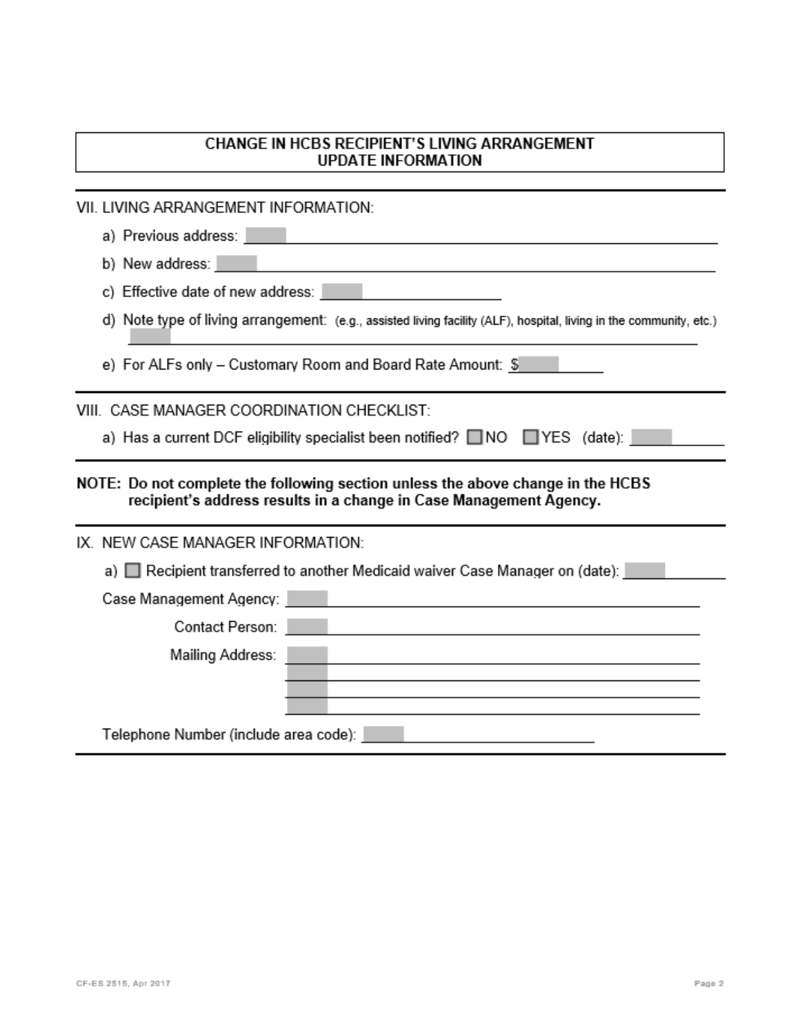## CHANGE IN HCBS RECIPIENT'S LIVING ARRANGEMENT UPDATE INFORMATION

VII. LIVING ARRANGEMENT INFORMATION:

a) Previous address: ______________________________

b) New address: ______________________________

c) Effective date of new address: ______________

d) Note type of living arrangement: (e.g., assisted living facility (ALF), hospital, living in the community, etc.)
______________________________

e) For ALFs only – Customary Room and Board Rate Amount: $__________

VIII. CASE MANAGER COORDINATION CHECKLIST:

a) Has a current DCF eligibility specialist been notified? ☐ NO ☐ YES (date): __________

**NOTE: Do not complete the following section unless the above change in the HCBS recipient's address results in a change in Case Management Agency.**

IX. NEW CASE MANAGER INFORMATION:

a) ☐ Recipient transferred to another Medicaid waiver Case Manager on (date): __________

Case Management Agency: ______________________________

Contact Person: ______________________________

Mailing Address: ______________________________
______________________________
______________________________
______________________________

Telephone Number (include area code): ______________________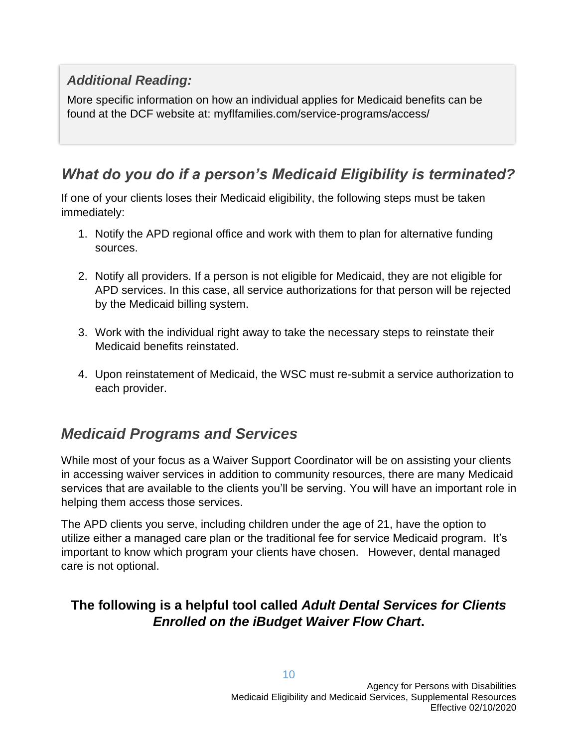> ***Additional Reading:***
>
> More specific information on how an individual applies for Medicaid benefits can be found at the DCF website at: myflfamilies.com/service-programs/access/

## *What do you do if a person's Medicaid Eligibility is terminated?*

If one of your clients loses their Medicaid eligibility, the following steps must be taken immediately:

1. Notify the APD regional office and work with them to plan for alternative funding sources.

2. Notify all providers. If a person is not eligible for Medicaid, they are not eligible for APD services. In this case, all service authorizations for that person will be rejected by the Medicaid billing system.

3. Work with the individual right away to take the necessary steps to reinstate their Medicaid benefits reinstated.

4. Upon reinstatement of Medicaid, the WSC must re-submit a service authorization to each provider.

## *Medicaid Programs and Services*

While most of your focus as a Waiver Support Coordinator will be on assisting your clients in accessing waiver services in addition to community resources, there are many Medicaid services that are available to the clients you'll be serving. You will have an important role in helping them access those services.

The APD clients you serve, including children under the age of 21, have the option to utilize either a managed care plan or the traditional fee for service Medicaid program. It's important to know which program your clients have chosen. However, dental managed care is not optional.

**The following is a helpful tool called *Adult Dental Services for Clients Enrolled on the iBudget Waiver Flow Chart*.**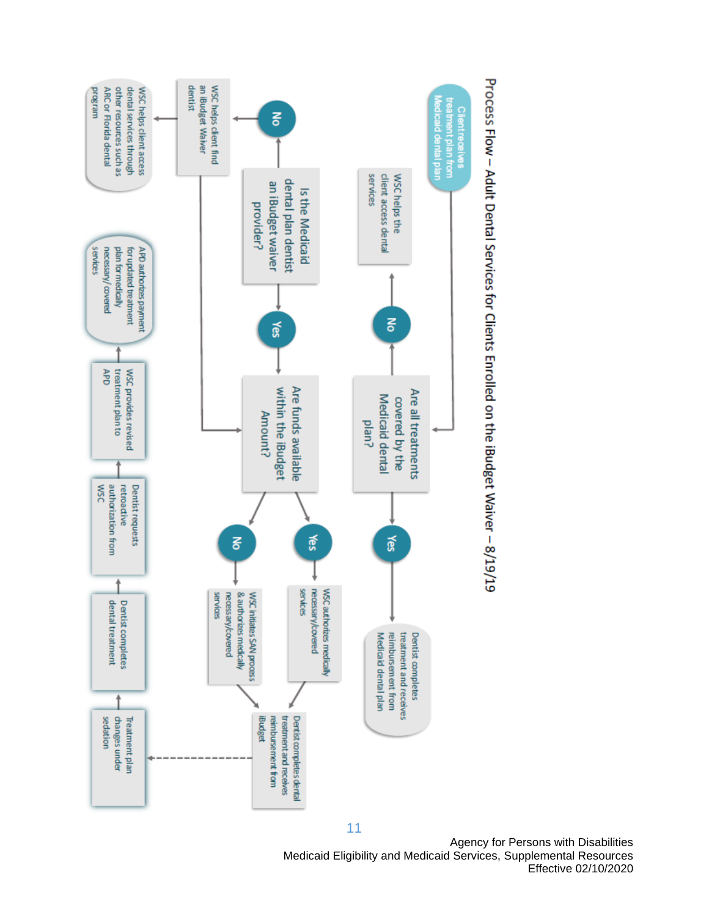# Process Flow – Adult Dental Services for Clients Enrolled on the iBudget Waiver – 8/19/19

- Client receives treatment plan from Medicaid dental plan
- **Are all treatments covered by the Medicaid dental plan?**
  - **Yes** → Dentist completes treatment and receives reimbursement from Medicaid dental plan
  - **No** → WSC helps the client access dental services
    - **Is the Medicaid dental plan dentist an iBudget waiver provider?**
      - **No** → WSC helps client find an iBudget Waiver dentist → WSC helps client access dental services through other resources such as ARC or Florida dental program
      - **Yes** → **Are funds available within the iBudget Amount?**
        - **Yes** → WSC authorizes medically necessary/covered services
        - **No** → WSC initiates SAN process & authorizes medically necessary/covered services
        - → Dentist completes dental treatment and receives reimbursement from iBudget
        - - - → Treatment plan changes under sedation → Dentist completes dental treatment → Dentist requests retroactive authorization from WSC → WSC provides revised treatment plan to APD → APD authorizes payment for updated treatment plan for medically necessary/covered services

Agency for Persons with Disabilities
Medicaid Eligibility and Medicaid Services, Supplemental Resources
Effective 02/10/2020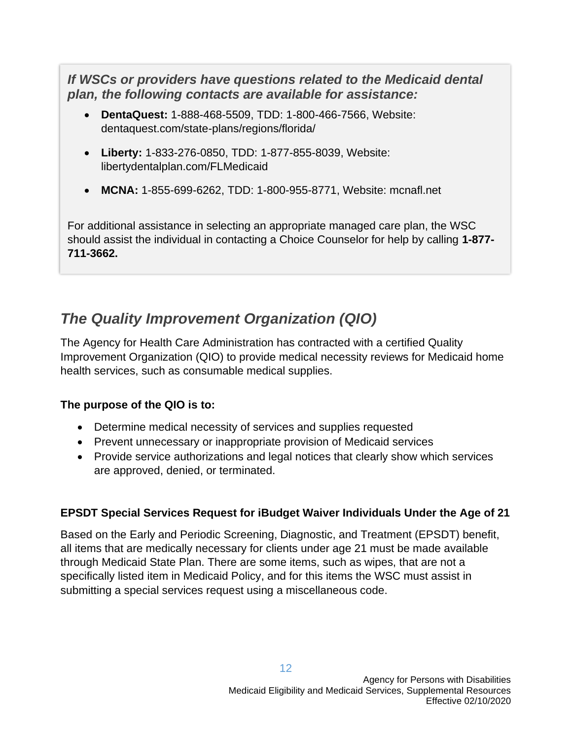***If WSCs or providers have questions related to the Medicaid dental plan, the following contacts are available for assistance:***

- **DentaQuest:** 1-888-468-5509, TDD: 1-800-466-7566, Website: dentaquest.com/state-plans/regions/florida/
- **Liberty:** 1-833-276-0850, TDD: 1-877-855-8039, Website: libertydentalplan.com/FLMedicaid
- **MCNA:** 1-855-699-6262, TDD: 1-800-955-8771, Website: mcnafl.net

For additional assistance in selecting an appropriate managed care plan, the WSC should assist the individual in contacting a Choice Counselor for help by calling **1-877-711-3662.**

## *The Quality Improvement Organization (QIO)*

The Agency for Health Care Administration has contracted with a certified Quality Improvement Organization (QIO) to provide medical necessity reviews for Medicaid home health services, such as consumable medical supplies.

**The purpose of the QIO is to:**

- Determine medical necessity of services and supplies requested
- Prevent unnecessary or inappropriate provision of Medicaid services
- Provide service authorizations and legal notices that clearly show which services are approved, denied, or terminated.

**EPSDT Special Services Request for iBudget Waiver Individuals Under the Age of 21**

Based on the Early and Periodic Screening, Diagnostic, and Treatment (EPSDT) benefit, all items that are medically necessary for clients under age 21 must be made available through Medicaid State Plan. There are some items, such as wipes, that are not a specifically listed item in Medicaid Policy, and for this items the WSC must assist in submitting a special services request using a miscellaneous code.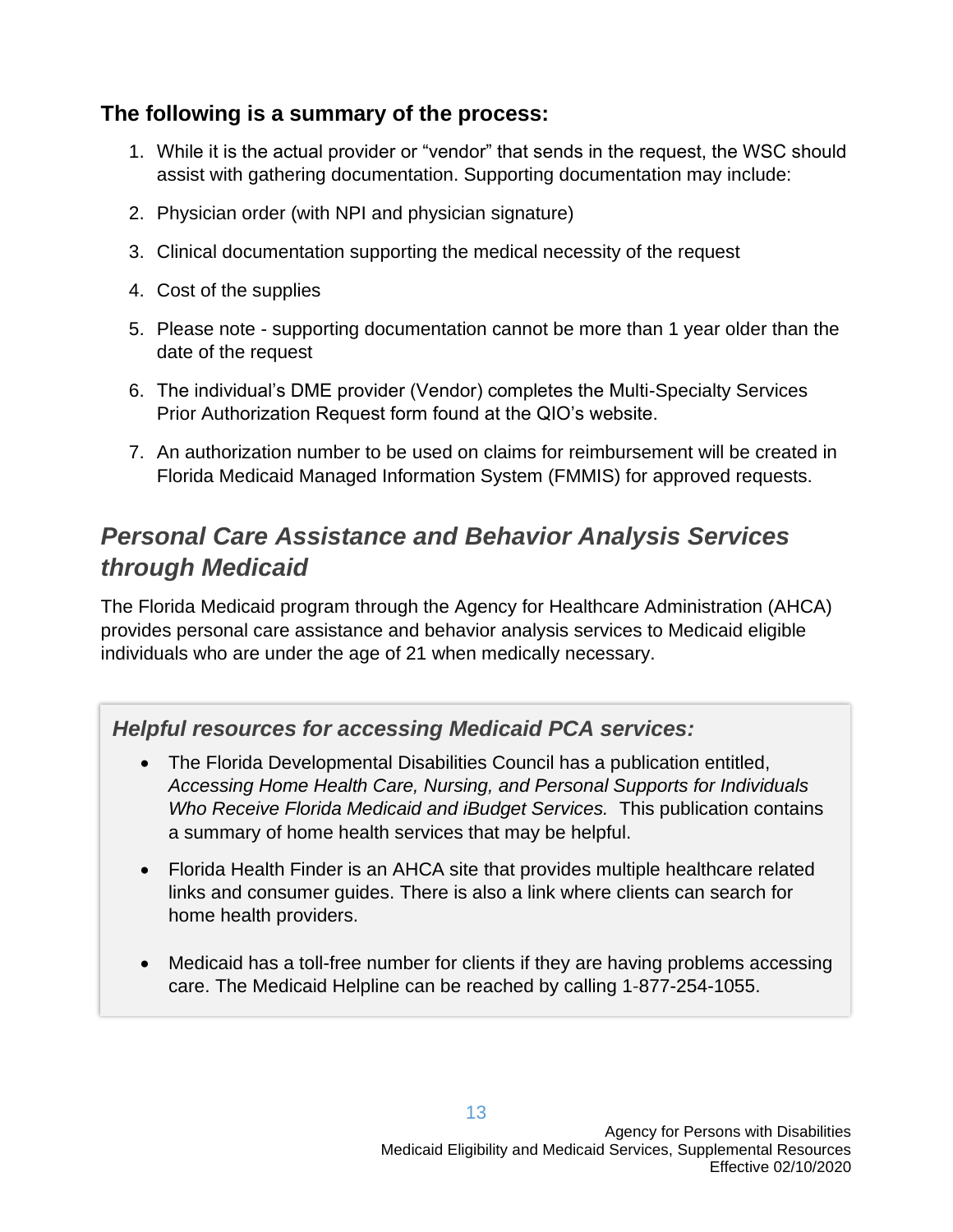**The following is a summary of the process:**

1. While it is the actual provider or "vendor" that sends in the request, the WSC should assist with gathering documentation. Supporting documentation may include:
2. Physician order (with NPI and physician signature)
3. Clinical documentation supporting the medical necessity of the request
4. Cost of the supplies
5. Please note - supporting documentation cannot be more than 1 year older than the date of the request
6. The individual's DME provider (Vendor) completes the Multi-Specialty Services Prior Authorization Request form found at the QIO's website.
7. An authorization number to be used on claims for reimbursement will be created in Florida Medicaid Managed Information System (FMMIS) for approved requests.

## *Personal Care Assistance and Behavior Analysis Services through Medicaid*

The Florida Medicaid program through the Agency for Healthcare Administration (AHCA) provides personal care assistance and behavior analysis services to Medicaid eligible individuals who are under the age of 21 when medically necessary.

### *Helpful resources for accessing Medicaid PCA services:*

- The Florida Developmental Disabilities Council has a publication entitled, *Accessing Home Health Care, Nursing, and Personal Supports for Individuals Who Receive Florida Medicaid and iBudget Services.* This publication contains a summary of home health services that may be helpful.
- Florida Health Finder is an AHCA site that provides multiple healthcare related links and consumer guides. There is also a link where clients can search for home health providers.
- Medicaid has a toll-free number for clients if they are having problems accessing care. The Medicaid Helpline can be reached by calling 1-877-254-1055.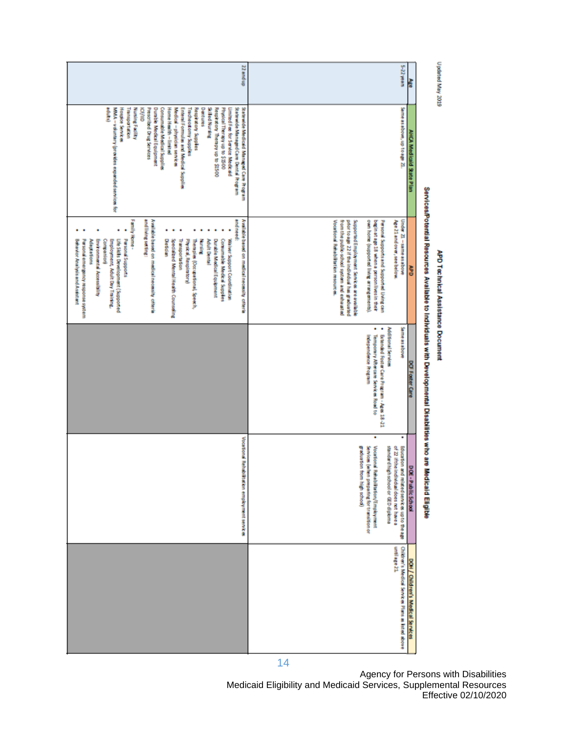Updated May 2019

# APD Technical Assistance Document

## Services/Potential Resources Available to Individuals who are Developmental Disabilities who are Medicaid Eligible

| Age | AHCA Medicaid State Plan | APD | DCF Foster Care | DOE - Public School | DOH / Children's Medical Services |
|---|---|---|---|---|---|
| 5-22 years | Same as above, up to age 21. | Under 21 – same as above<br>Age 21 and over, see below.<br><br>Personal Supports and Supported Living can begin at age 18 when a person lives in their own home (supported living arrangements).<br><br>Supported Employment Services are available prior to age 22 if the individual has graduated from the public school system and exhausted Vocational Rehabilitation resources. | Same as above<br>Additional Services<br>• Extended Foster Care Program - Ages 18-21<br>• Temporary Aftercare Services, Road to Independence Program | • Education and related services up to the age of 22 if the individual does not have a standard high school or GED diploma<br>• Vocational Rehabilitation/Employment Services (when preparing for transition or graduation from high school) | Children's Medical Services Plans as listed above until age 21 |
| 22 and up | Statewide Medicaid Managed Care Program<br>Statewide Managed Care Dental Program<br>Limited Fee for Service Medicaid<br>Physical Therapy up to $2500<br>Respiratory Therapy up to $1500<br>Skilled Nursing<br>Dentures<br>Respiratory Supplies<br>Tracheostomy Supplies<br>Enteral Formulas and Medical Supplies<br>Medical – physician services<br>Home Health – limited<br>Consumable Medical Supplies<br>Durable Medical Equipment<br>Prescribed Drug Services<br>ICF/IID<br>Nursing Facility<br>Transportation<br>Hospice Services<br>MMA – voluntary (provides expanded services for adults) | Available based on medical necessity criteria and need:<br>• Waiver Support Coordination<br>• Consumable Medical Supplies<br>• Durable Medical Equipment<br>• Adult Dental<br>• Nursing<br>• Therapies (Occupational, Speech, Physical, Respiratory)<br>• Transportation<br>• Specialized Mental Health Counseling<br>• Dietician<br><br>Available based on medical necessity criteria and living setting:<br><br>Family Home -<br>• Personal Supports<br>• Life Skills Development (Supported Employment, Adult Day Training, Companion)<br>• Environmental Accessibility Adaptations<br>• Personal emergency response system<br>• Behavior Analysis and Assistant | | Vocational Rehabilitation employment services | |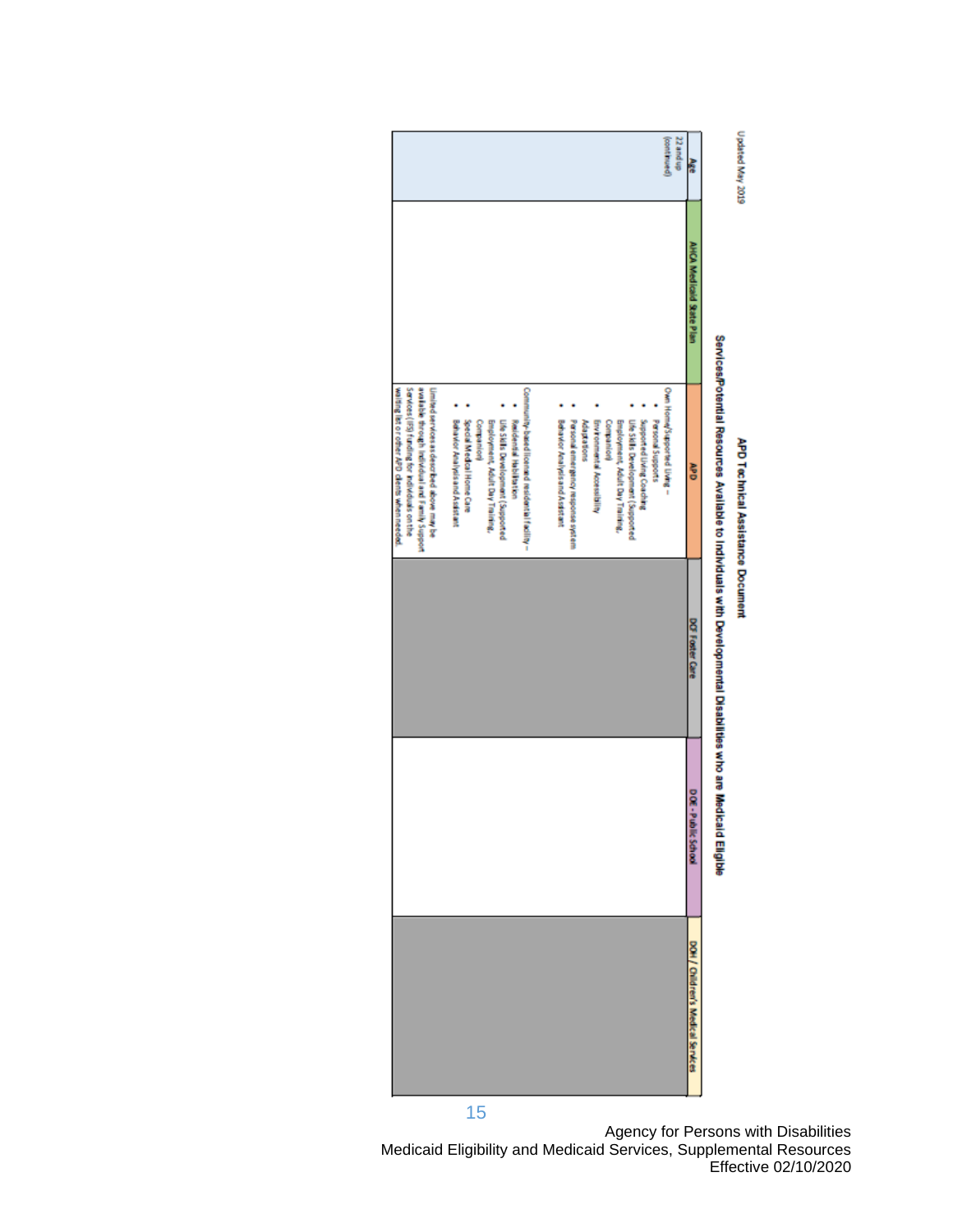Updated May 2019

# APD Technical Assistance Document

## Services/Potential Resources Available to Individuals with Developmental Disabilities who are Medicaid Eligible

| Age | AHCA Medicaid State Plan | APD | DCF Foster Care | DOE - Public School | DOH / Children's Medical Services |
|---|---|---|---|---|---|
| 22 and up (continued) | | Own Home/Supported Living – • Personal Supports • Supported Living Coaching • Life Skills Development (Supported Employment, Adult Day Training, Companion) • Environmental Accessibility Adaptations • Personal emergency response system • Behavior Analysis and Assistant<br><br>Community-based licensed residential facility – • Residential Habilitation • Life Skills Development (Supported Employment, Adult Day Training, Companion) • Special Medical Home Care • Behavior Analysis and Assistant<br><br>Limited services as described above may be available through Individual and Family Support Services (IFS) funding for individuals on the waiting list or other APD clients when needed. | | | |

Agency for Persons with Disabilities
Medicaid Eligibility and Medicaid Services, Supplemental Resources
Effective 02/10/2020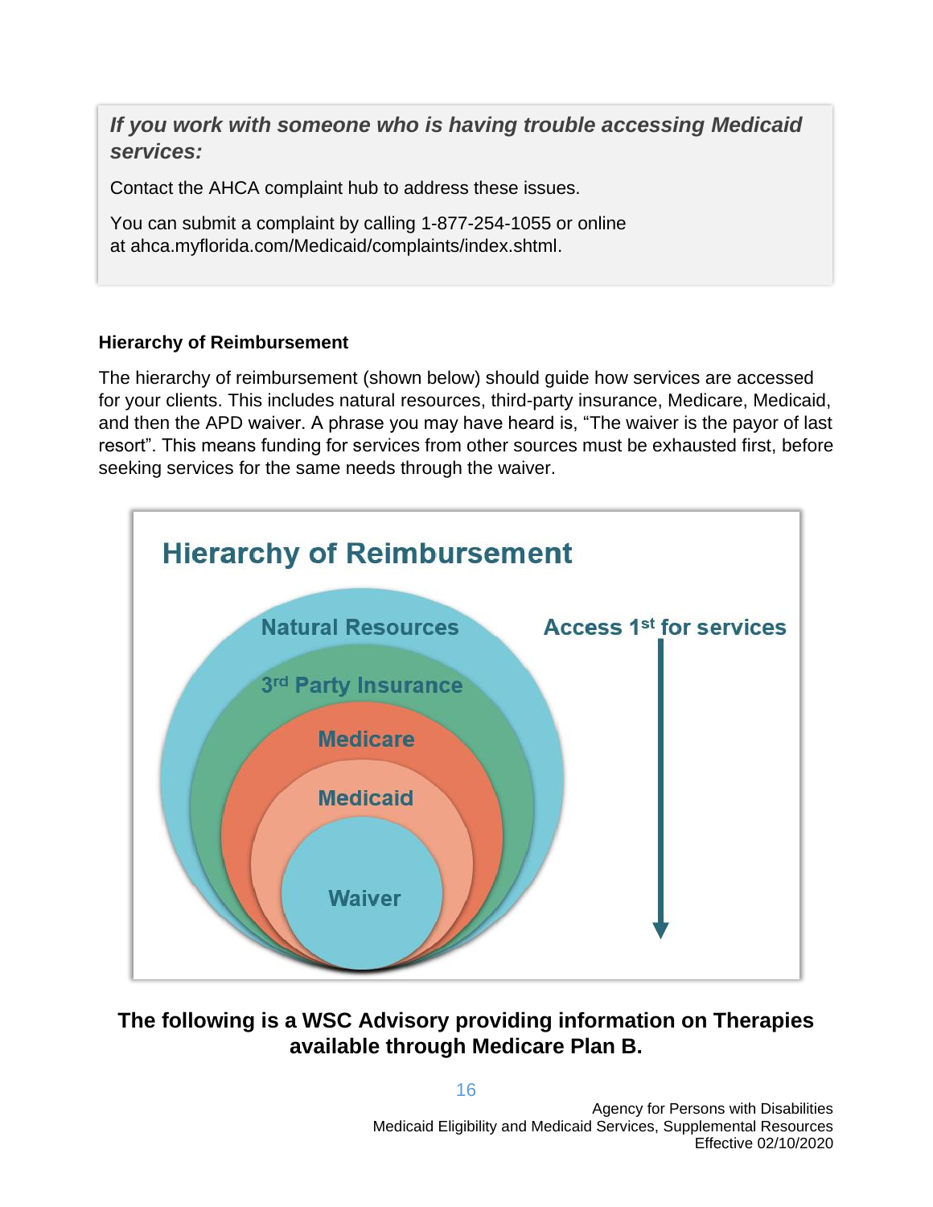*If you work with someone who is having trouble accessing Medicaid services:*

Contact the AHCA complaint hub to address these issues.

You can submit a complaint by calling 1-877-254-1055 or online at ahca.myflorida.com/Medicaid/complaints/index.shtml.

**Hierarchy of Reimbursement**

The hierarchy of reimbursement (shown below) should guide how services are accessed for your clients. This includes natural resources, third-party insurance, Medicare, Medicaid, and then the APD waiver. A phrase you may have heard is, "The waiver is the payor of last resort". This means funding for services from other sources must be exhausted first, before seeking services for the same needs through the waiver.

## Hierarchy of Reimbursement

Access 1st for services

- Natural Resources
- 3rd Party Insurance
- Medicare
- Medicaid
- Waiver

**The following is a WSC Advisory providing information on Therapies available through Medicare Plan B.**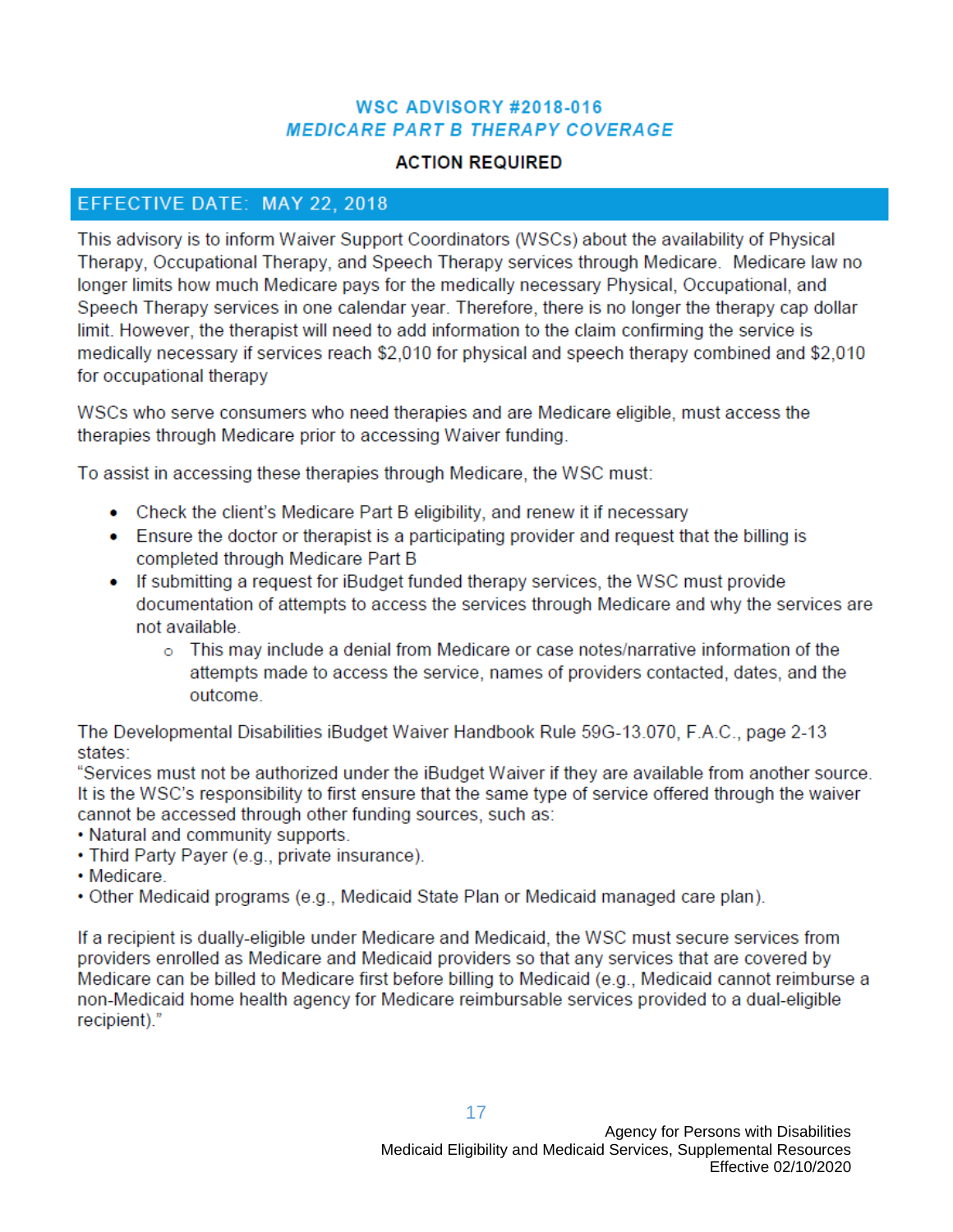## WSC ADVISORY #2018-016
## *MEDICARE PART B THERAPY COVERAGE*

**ACTION REQUIRED**

## EFFECTIVE DATE: MAY 22, 2018

This advisory is to inform Waiver Support Coordinators (WSCs) about the availability of Physical Therapy, Occupational Therapy, and Speech Therapy services through Medicare. Medicare law no longer limits how much Medicare pays for the medically necessary Physical, Occupational, and Speech Therapy services in one calendar year. Therefore, there is no longer the therapy cap dollar limit. However, the therapist will need to add information to the claim confirming the service is medically necessary if services reach $2,010 for physical and speech therapy combined and $2,010 for occupational therapy

WSCs who serve consumers who need therapies and are Medicare eligible, must access the therapies through Medicare prior to accessing Waiver funding.

To assist in accessing these therapies through Medicare, the WSC must:

- Check the client's Medicare Part B eligibility, and renew it if necessary
- Ensure the doctor or therapist is a participating provider and request that the billing is completed through Medicare Part B
- If submitting a request for iBudget funded therapy services, the WSC must provide documentation of attempts to access the services through Medicare and why the services are not available.
    - This may include a denial from Medicare or case notes/narrative information of the attempts made to access the service, names of providers contacted, dates, and the outcome.

The Developmental Disabilities iBudget Waiver Handbook Rule 59G-13.070, F.A.C., page 2-13 states:

"Services must not be authorized under the iBudget Waiver if they are available from another source. It is the WSC's responsibility to first ensure that the same type of service offered through the waiver cannot be accessed through other funding sources, such as:

- Natural and community supports.
- Third Party Payer (e.g., private insurance).
- Medicare.
- Other Medicaid programs (e.g., Medicaid State Plan or Medicaid managed care plan).

If a recipient is dually-eligible under Medicare and Medicaid, the WSC must secure services from providers enrolled as Medicare and Medicaid providers so that any services that are covered by Medicare can be billed to Medicare first before billing to Medicaid (e.g., Medicaid cannot reimburse a non-Medicaid home health agency for Medicare reimbursable services provided to a dual-eligible recipient)."